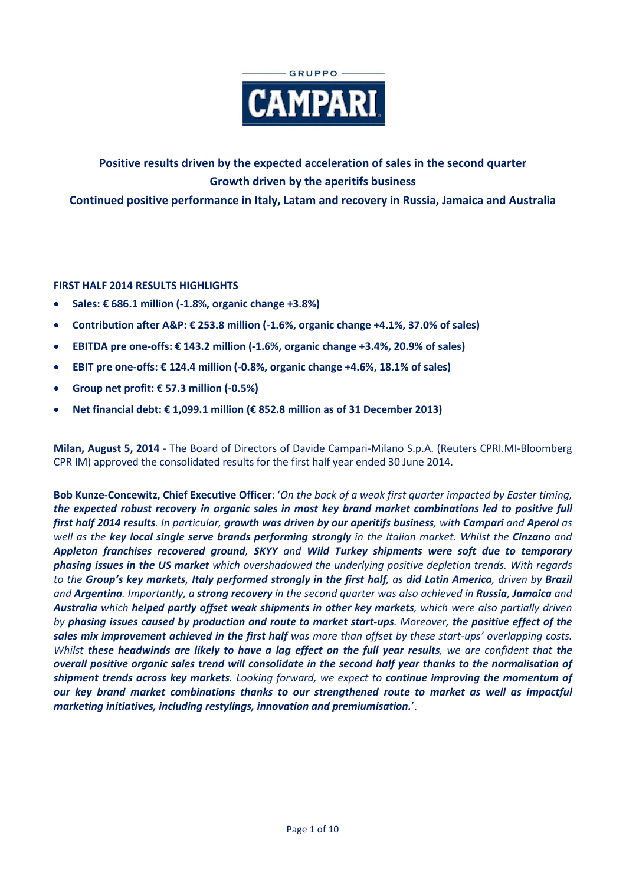GRUPPO CAMPARI

**Positive results driven by the expected acceleration of sales in the second quarter**
**Growth driven by the aperitifs business**
**Continued positive performance in Italy, Latam and recovery in Russia, Jamaica and Australia**

## FIRST HALF 2014 RESULTS HIGHLIGHTS

- **Sales: € 686.1 million (-1.8%, organic change +3.8%)**
- **Contribution after A&P: € 253.8 million (-1.6%, organic change +4.1%, 37.0% of sales)**
- **EBITDA pre one-offs: € 143.2 million (-1.6%, organic change +3.4%, 20.9% of sales)**
- **EBIT pre one-offs: € 124.4 million (-0.8%, organic change +4.6%, 18.1% of sales)**
- **Group net profit: € 57.3 million (-0.5%)**
- **Net financial debt: € 1,099.1 million (€ 852.8 million as of 31 December 2013)**

**Milan, August 5, 2014** - The Board of Directors of Davide Campari-Milano S.p.A. (Reuters CPRI.MI-Bloomberg CPR IM) approved the consolidated results for the first half year ended 30 June 2014.

**Bob Kunze-Concewitz, Chief Executive Officer**: '*On the back of a weak first quarter impacted by Easter timing, **the expected robust recovery in organic sales in most key brand market combinations led to positive full first half 2014 results**. In particular, **growth was driven by our aperitifs business**, with **Campari** and **Aperol** as well as the **key local single serve brands performing strongly** in the Italian market. Whilst the **Cinzano** and **Appleton franchises recovered ground**, **SKYY** and **Wild Turkey shipments were soft due to temporary phasing issues in the US market** which overshadowed the underlying positive depletion trends. With regards to the **Group's key markets**, **Italy performed strongly in the first half**, as **did Latin America**, driven by **Brazil** and **Argentina**. Importantly, a **strong recovery** in the second quarter was also achieved in **Russia**, **Jamaica** and **Australia** which **helped partly offset weak shipments in other key markets**, which were also partially driven by **phasing issues caused by production and route to market start-ups**. Moreover, **the positive effect of the sales mix improvement achieved in the first half** was more than offset by these start-ups' overlapping costs. Whilst **these headwinds are likely to have a lag effect on the full year results**, we are confident that **the overall positive organic sales trend will consolidate in the second half year thanks to the normalisation of shipment trends across key markets**. Looking forward, we expect to **continue improving the momentum of our key brand market combinations thanks to our strengthened route to market as well as impactful marketing initiatives, including restylings, innovation and premiumisation.***'.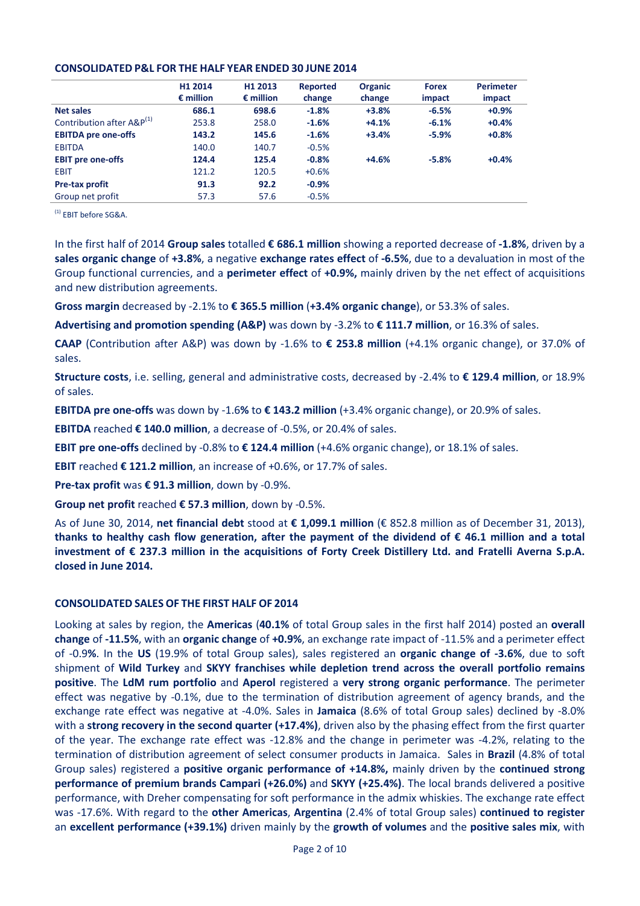**CONSOLIDATED P&L FOR THE HALF YEAR ENDED 30 JUNE 2014**

| | H1 2014 € million | H1 2013 € million | Reported change | Organic change | Forex impact | Perimeter impact |
|---|---|---|---|---|---|---|
| **Net sales** | **686.1** | **698.6** | **-1.8%** | **+3.8%** | **-6.5%** | **+0.9%** |
| Contribution after A&P[(1)] | 253.8 | 258.0 | -1.6% | +4.1% | -6.1% | +0.4% |
| **EBITDA pre one-offs** | **143.2** | **145.6** | **-1.6%** | **+3.4%** | **-5.9%** | **+0.8%** |
| EBITDA | 140.0 | 140.7 | -0.5% | | | |
| **EBIT pre one-offs** | **124.4** | **125.4** | **-0.8%** | **+4.6%** | **-5.8%** | **+0.4%** |
| EBIT | 121.2 | 120.5 | +0.6% | | | |
| **Pre-tax profit** | **91.3** | **92.2** | **-0.9%** | | | |
| Group net profit | 57.3 | 57.6 | -0.5% | | | |

[(1)] EBIT before SG&A.

In the first half of 2014 **Group sales** totalled **€ 686.1 million** showing a reported decrease of **-1.8%**, driven by a **sales organic change** of **+3.8%**, a negative **exchange rates effect** of **-6.5%**, due to a devaluation in most of the Group functional currencies, and a **perimeter effect** of **+0.9%,** mainly driven by the net effect of acquisitions and new distribution agreements.

**Gross margin** decreased by -2.1% to **€ 365.5 million** (**+3.4% organic change**), or 53.3% of sales.

**Advertising and promotion spending (A&P)** was down by -3.2% to **€ 111.7 million**, or 16.3% of sales.

**CAAP** (Contribution after A&P) was down by -1.6% to **€ 253.8 million** (+4.1% organic change), or 37.0% of sales.

**Structure costs**, i.e. selling, general and administrative costs, decreased by -2.4% to **€ 129.4 million**, or 18.9% of sales.

**EBITDA pre one-offs** was down by -1.6**%** to **€ 143.2 million** (+3.4% organic change), or 20.9% of sales.

**EBITDA** reached **€ 140.0 million**, a decrease of -0.5%, or 20.4% of sales.

**EBIT pre one-offs** declined by -0.8% to **€ 124.4 million** (+4.6% organic change), or 18.1% of sales.

**EBIT** reached **€ 121.2 million**, an increase of +0.6%, or 17.7% of sales.

**Pre-tax profit** was **€ 91.3 million**, down by -0.9%.

**Group net profit** reached **€ 57.3 million**, down by -0.5%.

As of June 30, 2014, **net financial debt** stood at **€ 1,099.1 million** (€ 852.8 million as of December 31, 2013), **thanks to healthy cash flow generation, after the payment of the dividend of € 46.1 million and a total investment of € 237.3 million in the acquisitions of Forty Creek Distillery Ltd. and Fratelli Averna S.p.A. closed in June 2014.**

**CONSOLIDATED SALES OF THE FIRST HALF OF 2014**

Looking at sales by region, the **Americas** (**40.1%** of total Group sales in the first half 2014) posted an **overall change** of **-11.5%**, with an **organic change** of **+0.9%**, an exchange rate impact of -11.5% and a perimeter effect of -0.9**%**. In the **US** (19.9% of total Group sales), sales registered an **organic change of -3.6%**, due to soft shipment of **Wild Turkey** and **SKYY franchises while depletion trend across the overall portfolio remains positive**. The **LdM rum portfolio** and **Aperol** registered a **very strong organic performance**. The perimeter effect was negative by -0.1%, due to the termination of distribution agreement of agency brands, and the exchange rate effect was negative at -4.0%. Sales in **Jamaica** (8.6% of total Group sales) declined by -8.0% with a **strong recovery in the second quarter (+17.4%)**, driven also by the phasing effect from the first quarter of the year. The exchange rate effect was -12.8% and the change in perimeter was -4.2%, relating to the termination of distribution agreement of select consumer products in Jamaica. Sales in **Brazil** (4.8% of total Group sales) registered a **positive organic performance of +14.8%,** mainly driven by the **continued strong performance of premium brands Campari (+26.0%)** and **SKYY (+25.4%)**. The local brands delivered a positive performance, with Dreher compensating for soft performance in the admix whiskies. The exchange rate effect was -17.6%. With regard to the **other Americas**, **Argentina** (2.4% of total Group sales) **continued to register** an **excellent performance (+39.1%)** driven mainly by the **growth of volumes** and the **positive sales mix**, with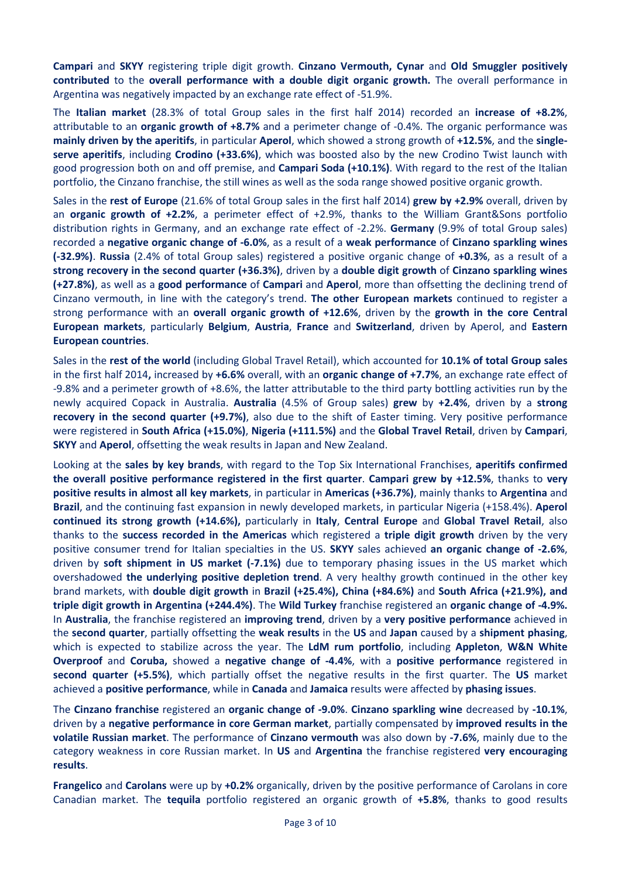**Campari** and **SKYY** registering triple digit growth. **Cinzano Vermouth, Cynar** and **Old Smuggler positively contributed** to the **overall performance with a double digit organic growth.** The overall performance in Argentina was negatively impacted by an exchange rate effect of -51.9%.

The **Italian market** (28.3% of total Group sales in the first half 2014) recorded an **increase of +8.2%**, attributable to an **organic growth of +8.7%** and a perimeter change of -0.4%. The organic performance was **mainly driven by the aperitifs**, in particular **Aperol**, which showed a strong growth of **+12.5%**, and the **single-serve aperitifs**, including **Crodino (+33.6%)**, which was boosted also by the new Crodino Twist launch with good progression both on and off premise, and **Campari Soda (+10.1%)**. With regard to the rest of the Italian portfolio, the Cinzano franchise, the still wines as well as the soda range showed positive organic growth.

Sales in the **rest of Europe** (21.6% of total Group sales in the first half 2014) **grew by +2.9%** overall, driven by an **organic growth of +2.2%**, a perimeter effect of +2.9%, thanks to the William Grant&Sons portfolio distribution rights in Germany, and an exchange rate effect of -2.2%. **Germany** (9.9% of total Group sales) recorded a **negative organic change of -6.0%**, as a result of a **weak performance** of **Cinzano sparkling wines (-32.9%)**. **Russia** (2.4% of total Group sales) registered a positive organic change of **+0.3%**, as a result of a **strong recovery in the second quarter (+36.3%)**, driven by a **double digit growth** of **Cinzano sparkling wines (+27.8%)**, as well as a **good performance** of **Campari** and **Aperol**, more than offsetting the declining trend of Cinzano vermouth, in line with the category's trend. **The other European markets** continued to register a strong performance with an **overall organic growth of +12.6%**, driven by the **growth in the core Central European markets**, particularly **Belgium**, **Austria**, **France** and **Switzerland**, driven by Aperol, and **Eastern European countries**.

Sales in the **rest of the world** (including Global Travel Retail), which accounted for **10.1% of total Group sales** in the first half 2014**,** increased by **+6.6%** overall, with an **organic change of +7.7%**, an exchange rate effect of -9.8% and a perimeter growth of +8.6%, the latter attributable to the third party bottling activities run by the newly acquired Copack in Australia. **Australia** (4.5% of Group sales) **grew** by **+2.4%**, driven by a **strong recovery in the second quarter (+9.7%)**, also due to the shift of Easter timing. Very positive performance were registered in **South Africa (+15.0%)**, **Nigeria (+111.5%)** and the **Global Travel Retail**, driven by **Campari**, **SKYY** and **Aperol**, offsetting the weak results in Japan and New Zealand.

Looking at the **sales by key brands**, with regard to the Top Six International Franchises, **aperitifs confirmed the overall positive performance registered in the first quarter**. **Campari grew by +12.5%**, thanks to **very positive results in almost all key markets**, in particular in **Americas (+36.7%)**, mainly thanks to **Argentina** and **Brazil**, and the continuing fast expansion in newly developed markets, in particular Nigeria (+158.4%). **Aperol continued its strong growth (+14.6%),** particularly in **Italy**, **Central Europe** and **Global Travel Retail**, also thanks to the **success recorded in the Americas** which registered a **triple digit growth** driven by the very positive consumer trend for Italian specialties in the US. **SKYY** sales achieved **an organic change of -2.6%**, driven by **soft shipment in US market (-7.1%)** due to temporary phasing issues in the US market which overshadowed **the underlying positive depletion trend**. A very healthy growth continued in the other key brand markets, with **double digit growth** in **Brazil (+25.4%), China (+84.6%)** and **South Africa (+21.9%), and triple digit growth in Argentina (+244.4%)**. The **Wild Turkey** franchise registered an **organic change of -4.9%.** In **Australia**, the franchise registered an **improving trend**, driven by a **very positive performance** achieved in the **second quarter**, partially offsetting the **weak results** in the **US** and **Japan** caused by a **shipment phasing**, which is expected to stabilize across the year. The **LdM rum portfolio**, including **Appleton**, **W&N White Overproof** and **Coruba,** showed a **negative change of -4.4%**, with a **positive performance** registered in **second quarter (+5.5%)**, which partially offset the negative results in the first quarter. The **US** market achieved a **positive performance**, while in **Canada** and **Jamaica** results were affected by **phasing issues**.

The **Cinzano franchise** registered an **organic change of -9.0%**. **Cinzano sparkling wine** decreased by **-10.1%**, driven by a **negative performance in core German market**, partially compensated by **improved results in the volatile Russian market**. The performance of **Cinzano vermouth** was also down by **-7.6%**, mainly due to the category weakness in core Russian market. In **US** and **Argentina** the franchise registered **very encouraging results**.

**Frangelico** and **Carolans** were up by **+0.2%** organically, driven by the positive performance of Carolans in core Canadian market. The **tequila** portfolio registered an organic growth of **+5.8%**, thanks to good results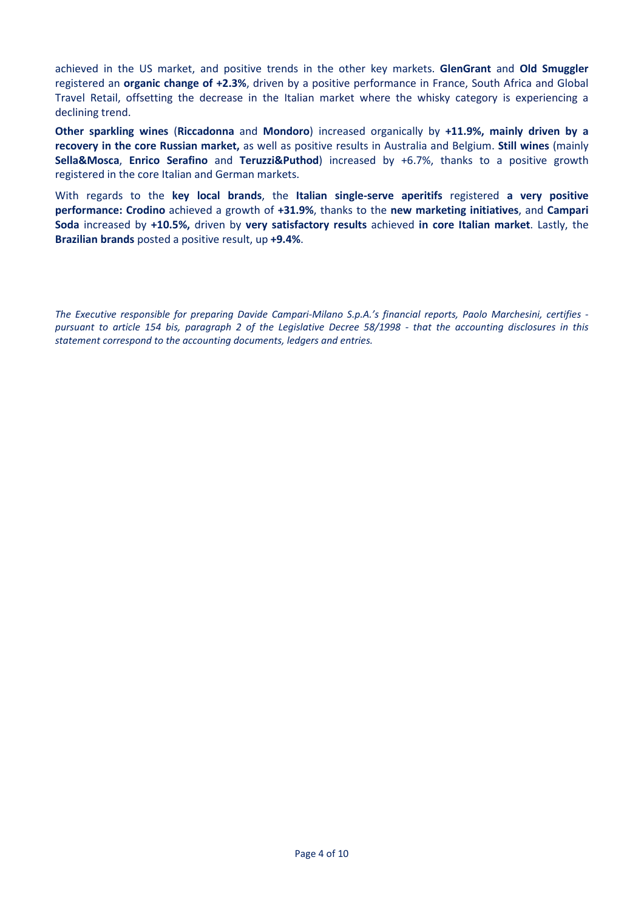achieved in the US market, and positive trends in the other key markets. **GlenGrant** and **Old Smuggler** registered an **organic change of +2.3%**, driven by a positive performance in France, South Africa and Global Travel Retail, offsetting the decrease in the Italian market where the whisky category is experiencing a declining trend.

**Other sparkling wines** (**Riccadonna** and **Mondoro**) increased organically by **+11.9%, mainly driven by a recovery in the core Russian market,** as well as positive results in Australia and Belgium. **Still wines** (mainly **Sella&Mosca**, **Enrico Serafino** and **Teruzzi&Puthod**) increased by +6.7%, thanks to a positive growth registered in the core Italian and German markets.

With regards to the **key local brands**, the **Italian single-serve aperitifs** registered **a very positive performance: Crodino** achieved a growth of **+31.9%**, thanks to the **new marketing initiatives**, and **Campari Soda** increased by **+10.5%,** driven by **very satisfactory results** achieved **in core Italian market**. Lastly, the **Brazilian brands** posted a positive result, up **+9.4%**.

*The Executive responsible for preparing Davide Campari-Milano S.p.A.'s financial reports, Paolo Marchesini, certifies - pursuant to article 154 bis, paragraph 2 of the Legislative Decree 58/1998 - that the accounting disclosures in this statement correspond to the accounting documents, ledgers and entries.*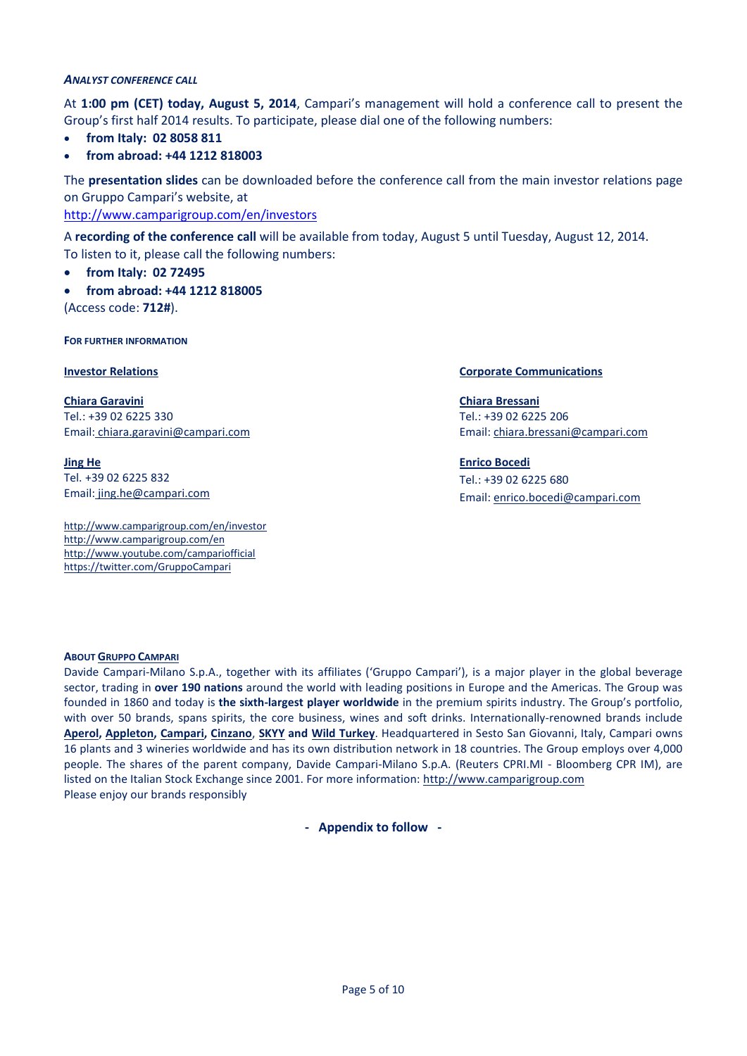***ANALYST CONFERENCE CALL***

At **1:00 pm (CET) today, August 5, 2014**, Campari's management will hold a conference call to present the Group's first half 2014 results. To participate, please dial one of the following numbers:

- **from Italy: 02 8058 811**
- **from abroad: +44 1212 818003**

The **presentation slides** can be downloaded before the conference call from the main investor relations page on Gruppo Campari's website, at
http://www.camparigroup.com/en/investors

A **recording of the conference call** will be available from today, August 5 until Tuesday, August 12, 2014.
To listen to it, please call the following numbers:

- **from Italy: 02 72495**
- **from abroad: +44 1212 818005**

(Access code: **712#**).

**FOR FURTHER INFORMATION**

**Investor Relations**

**Chiara Garavini**
Tel.: +39 02 6225 330
Email: chiara.garavini@campari.com

**Jing He**
Tel. +39 02 6225 832
Email: jing.he@campari.com

http://www.camparigroup.com/en/investor
http://www.camparigroup.com/en
http://www.youtube.com/campariofficial
https://twitter.com/GruppoCampari

**Corporate Communications**

**Chiara Bressani**
Tel.: +39 02 6225 206
Email: chiara.bressani@campari.com

**Enrico Bocedi**
Tel.: +39 02 6225 680
Email: enrico.bocedi@campari.com

**ABOUT GRUPPO CAMPARI**

Davide Campari-Milano S.p.A., together with its affiliates ('Gruppo Campari'), is a major player in the global beverage sector, trading in **over 190 nations** around the world with leading positions in Europe and the Americas. The Group was founded in 1860 and today is **the sixth-largest player worldwide** in the premium spirits industry. The Group's portfolio, with over 50 brands, spans spirits, the core business, wines and soft drinks. Internationally-renowned brands include **Aperol, Appleton, Campari, Cinzano**, **SKYY** and **Wild Turkey**. Headquartered in Sesto San Giovanni, Italy, Campari owns 16 plants and 3 wineries worldwide and has its own distribution network in 18 countries. The Group employs over 4,000 people. The shares of the parent company, Davide Campari-Milano S.p.A. (Reuters CPRI.MI - Bloomberg CPR IM), are listed on the Italian Stock Exchange since 2001. For more information: http://www.camparigroup.com
Please enjoy our brands responsibly

**- Appendix to follow -**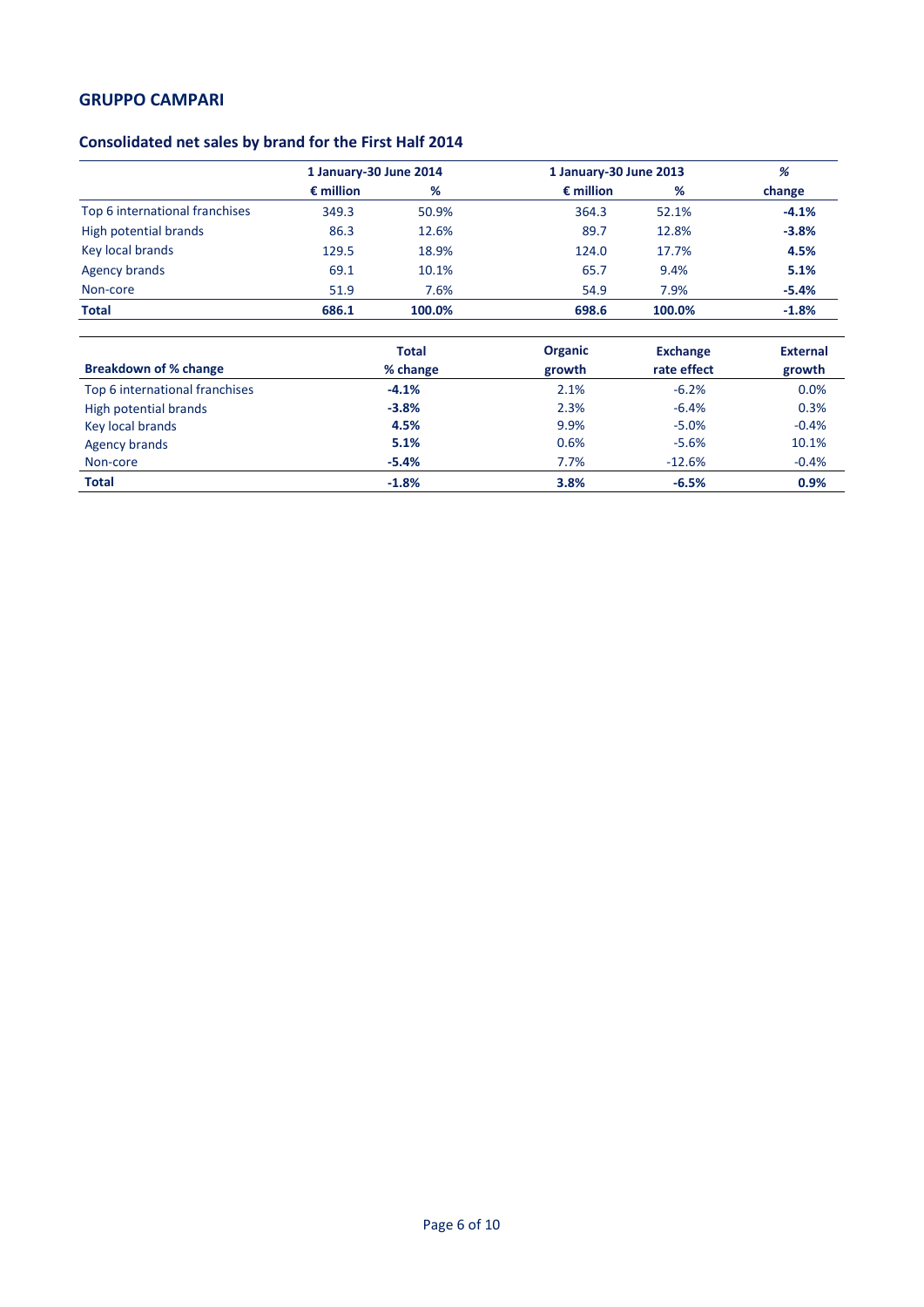## GRUPPO CAMPARI

### Consolidated net sales by brand for the First Half 2014

| | 1 January-30 June 2014 | | 1 January-30 June 2013 | | % |
|---|---|---|---|---|---|
| | € million | % | € million | % | change |
| Top 6 international franchises | 349.3 | 50.9% | 364.3 | 52.1% | **-4.1%** |
| High potential brands | 86.3 | 12.6% | 89.7 | 12.8% | **-3.8%** |
| Key local brands | 129.5 | 18.9% | 124.0 | 17.7% | **4.5%** |
| Agency brands | 69.1 | 10.1% | 65.7 | 9.4% | **5.1%** |
| Non-core | 51.9 | 7.6% | 54.9 | 7.9% | **-5.4%** |
| **Total** | **686.1** | **100.0%** | **698.6** | **100.0%** | **-1.8%** |

| Breakdown of % change | Total % change | Organic growth | Exchange rate effect | External growth |
|---|---|---|---|---|
| Top 6 international franchises | **-4.1%** | 2.1% | -6.2% | 0.0% |
| High potential brands | **-3.8%** | 2.3% | -6.4% | 0.3% |
| Key local brands | **4.5%** | 9.9% | -5.0% | -0.4% |
| Agency brands | **5.1%** | 0.6% | -5.6% | 10.1% |
| Non-core | **-5.4%** | 7.7% | -12.6% | -0.4% |
| **Total** | **-1.8%** | **3.8%** | **-6.5%** | **0.9%** |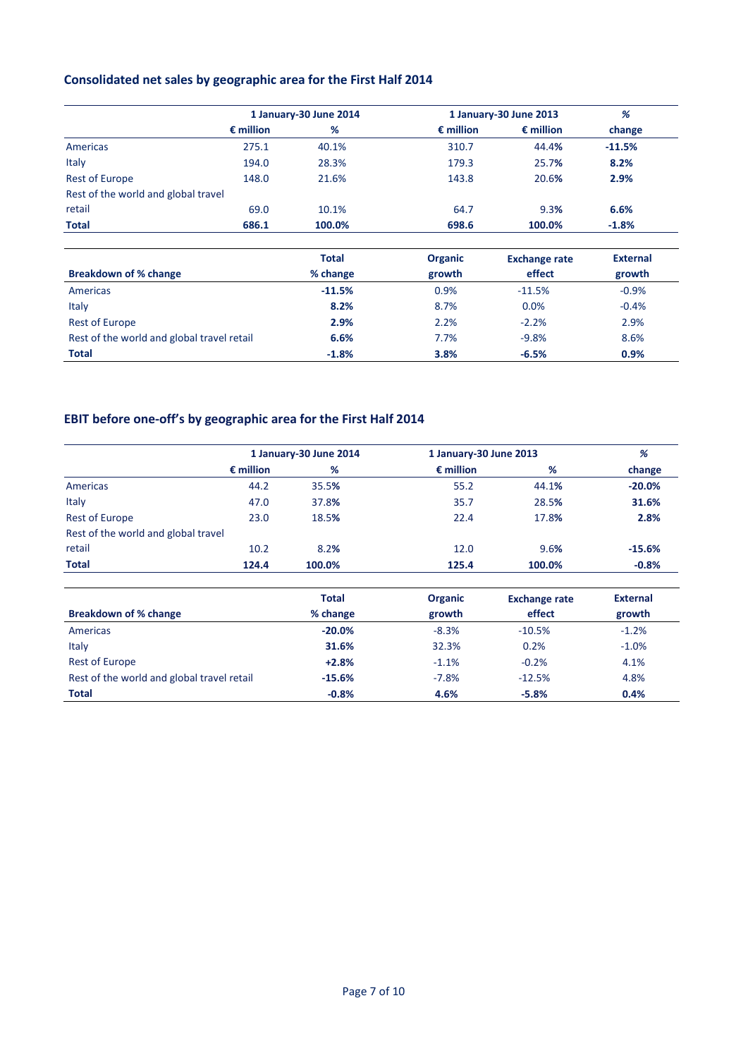### Consolidated net sales by geographic area for the First Half 2014

| | 1 January-30 June 2014 | | 1 January-30 June 2013 | | % |
|---|---|---|---|---|---|
| | € million | % | € million | € million | change |
| Americas | 275.1 | 40.1% | 310.7 | 44.4% | **-11.5%** |
| Italy | 194.0 | 28.3% | 179.3 | 25.7% | **8.2%** |
| Rest of Europe | 148.0 | 21.6% | 143.8 | 20.6% | **2.9%** |
| Rest of the world and global travel retail | 69.0 | 10.1% | 64.7 | 9.3% | **6.6%** |
| **Total** | **686.1** | **100.0%** | **698.6** | **100.0%** | **-1.8%** |

| **Breakdown of % change** | Total % change | Organic growth | Exchange rate effect | External growth |
|---|---|---|---|---|
| Americas | **-11.5%** | 0.9% | -11.5% | -0.9% |
| Italy | **8.2%** | 8.7% | 0.0% | -0.4% |
| Rest of Europe | **2.9%** | 2.2% | -2.2% | 2.9% |
| Rest of the world and global travel retail | **6.6%** | 7.7% | -9.8% | 8.6% |
| **Total** | **-1.8%** | **3.8%** | **-6.5%** | **0.9%** |

### EBIT before one-off's by geographic area for the First Half 2014

| | 1 January-30 June 2014 | | 1 January-30 June 2013 | | % |
|---|---|---|---|---|---|
| | € million | % | € million | % | change |
| Americas | 44.2 | 35.5% | 55.2 | 44.1% | **-20.0%** |
| Italy | 47.0 | 37.8% | 35.7 | 28.5% | **31.6%** |
| Rest of Europe | 23.0 | 18.5% | 22.4 | 17.8% | **2.8%** |
| Rest of the world and global travel retail | 10.2 | 8.2% | 12.0 | 9.6% | **-15.6%** |
| **Total** | **124.4** | **100.0%** | **125.4** | **100.0%** | **-0.8%** |

| **Breakdown of % change** | Total % change | Organic growth | Exchange rate effect | External growth |
|---|---|---|---|---|
| Americas | **-20.0%** | -8.3% | -10.5% | -1.2% |
| Italy | **31.6%** | 32.3% | 0.2% | -1.0% |
| Rest of Europe | **+2.8%** | -1.1% | -0.2% | 4.1% |
| Rest of the world and global travel retail | **-15.6%** | -7.8% | -12.5% | 4.8% |
| **Total** | **-0.8%** | **4.6%** | **-5.8%** | **0.4%** |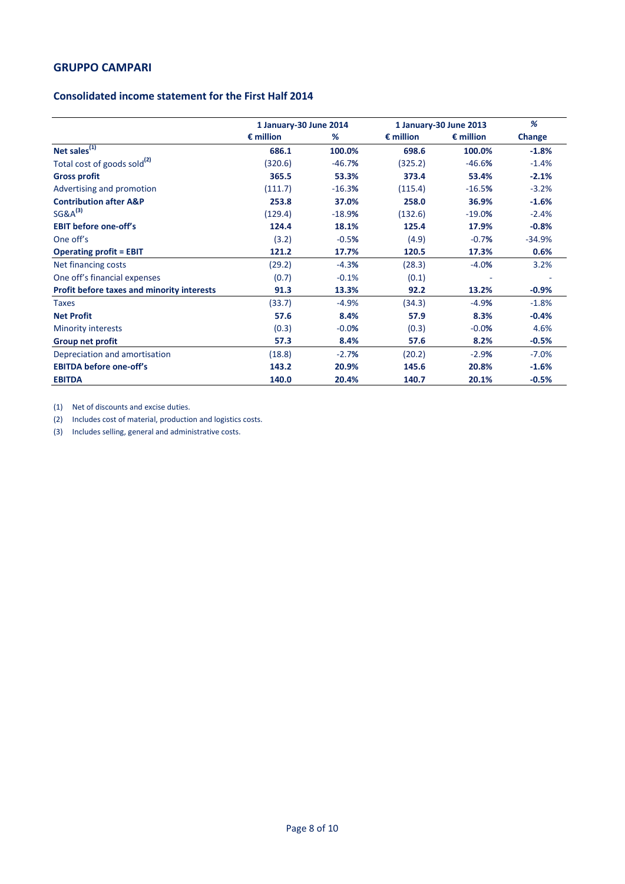## GRUPPO CAMPARI

### Consolidated income statement for the First Half 2014

| | 1 January-30 June 2014 | | 1 January-30 June 2013 | | % |
|---|---|---|---|---|---|
| | € million | % | € million | € million | Change |
| **Net sales[(1)]** | **686.1** | **100.0%** | **698.6** | **100.0%** | **-1.8%** |
| Total cost of goods sold[(2)] | (320.6) | -46.7% | (325.2) | -46.6% | -1.4% |
| **Gross profit** | **365.5** | **53.3%** | **373.4** | **53.4%** | **-2.1%** |
| Advertising and promotion | (111.7) | -16.3% | (115.4) | -16.5% | -3.2% |
| **Contribution after A&P** | **253.8** | **37.0%** | **258.0** | **36.9%** | **-1.6%** |
| SG&A[(3)] | (129.4) | -18.9% | (132.6) | -19.0% | -2.4% |
| **EBIT before one-off's** | **124.4** | **18.1%** | **125.4** | **17.9%** | **-0.8%** |
| One off's | (3.2) | -0.5% | (4.9) | -0.7% | -34.9% |
| **Operating profit = EBIT** | **121.2** | **17.7%** | **120.5** | **17.3%** | **0.6%** |
| Net financing costs | (29.2) | -4.3% | (28.3) | -4.0% | 3.2% |
| One off's financial expenses | (0.7) | -0.1% | (0.1) | - | - |
| **Profit before taxes and minority interests** | **91.3** | **13.3%** | **92.2** | **13.2%** | **-0.9%** |
| Taxes | (33.7) | -4.9% | (34.3) | -4.9% | -1.8% |
| **Net Profit** | **57.6** | **8.4%** | **57.9** | **8.3%** | **-0.4%** |
| Minority interests | (0.3) | -0.0% | (0.3) | -0.0% | 4.6% |
| **Group net profit** | **57.3** | **8.4%** | **57.6** | **8.2%** | **-0.5%** |
| Depreciation and amortisation | (18.8) | -2.7% | (20.2) | -2.9% | -7.0% |
| **EBITDA before one-off's** | **143.2** | **20.9%** | **145.6** | **20.8%** | **-1.6%** |
| **EBITDA** | **140.0** | **20.4%** | **140.7** | **20.1%** | **-0.5%** |

(1) Net of discounts and excise duties.

(2) Includes cost of material, production and logistics costs.

(3) Includes selling, general and administrative costs.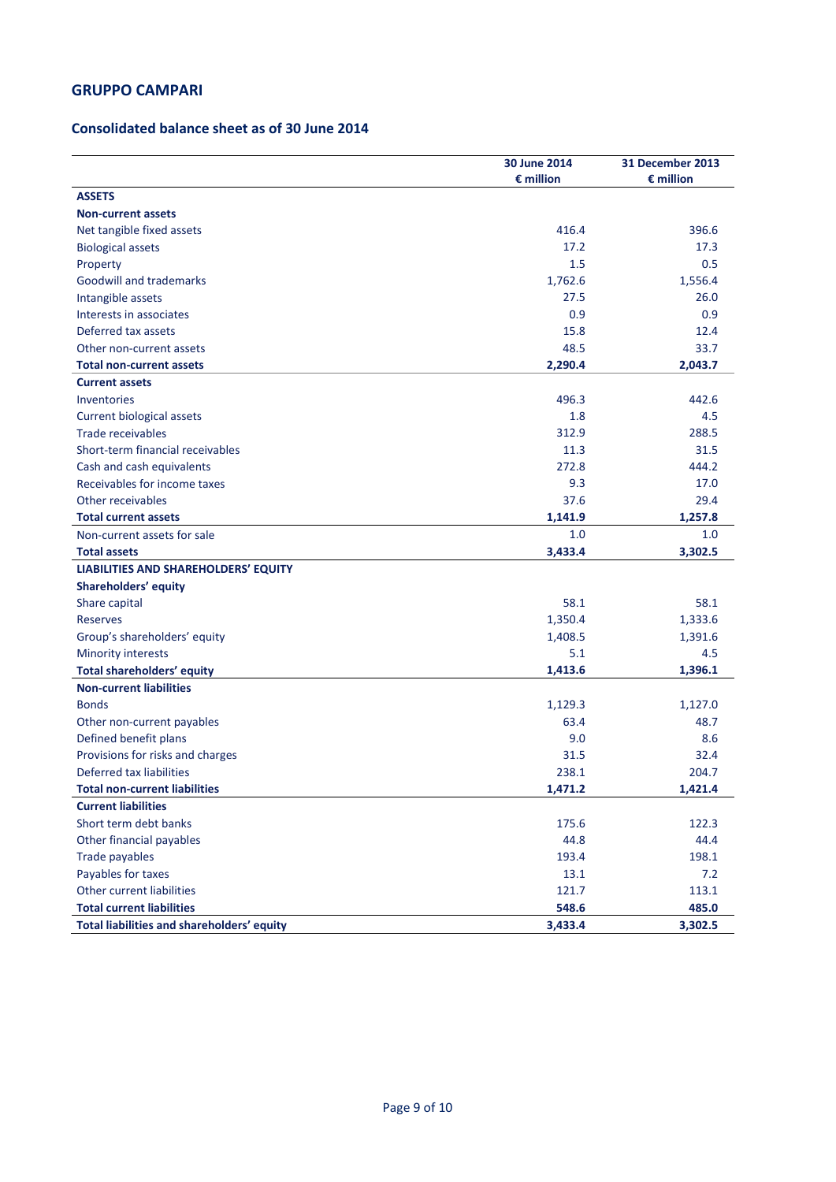## GRUPPO CAMPARI

### Consolidated balance sheet as of 30 June 2014

| | 30 June 2014 € million | 31 December 2013 € million |
|---|---|---|
| **ASSETS** | | |
| **Non-current assets** | | |
| Net tangible fixed assets | 416.4 | 396.6 |
| Biological assets | 17.2 | 17.3 |
| Property | 1.5 | 0.5 |
| Goodwill and trademarks | 1,762.6 | 1,556.4 |
| Intangible assets | 27.5 | 26.0 |
| Interests in associates | 0.9 | 0.9 |
| Deferred tax assets | 15.8 | 12.4 |
| Other non-current assets | 48.5 | 33.7 |
| **Total non-current assets** | **2,290.4** | **2,043.7** |
| **Current assets** | | |
| Inventories | 496.3 | 442.6 |
| Current biological assets | 1.8 | 4.5 |
| Trade receivables | 312.9 | 288.5 |
| Short-term financial receivables | 11.3 | 31.5 |
| Cash and cash equivalents | 272.8 | 444.2 |
| Receivables for income taxes | 9.3 | 17.0 |
| Other receivables | 37.6 | 29.4 |
| **Total current assets** | **1,141.9** | **1,257.8** |
| Non-current assets for sale | 1.0 | 1.0 |
| **Total assets** | **3,433.4** | **3,302.5** |
| **LIABILITIES AND SHAREHOLDERS' EQUITY** | | |
| **Shareholders' equity** | | |
| Share capital | 58.1 | 58.1 |
| Reserves | 1,350.4 | 1,333.6 |
| Group's shareholders' equity | 1,408.5 | 1,391.6 |
| Minority interests | 5.1 | 4.5 |
| **Total shareholders' equity** | **1,413.6** | **1,396.1** |
| **Non-current liabilities** | | |
| Bonds | 1,129.3 | 1,127.0 |
| Other non-current payables | 63.4 | 48.7 |
| Defined benefit plans | 9.0 | 8.6 |
| Provisions for risks and charges | 31.5 | 32.4 |
| Deferred tax liabilities | 238.1 | 204.7 |
| **Total non-current liabilities** | **1,471.2** | **1,421.4** |
| **Current liabilities** | | |
| Short term debt banks | 175.6 | 122.3 |
| Other financial payables | 44.8 | 44.4 |
| Trade payables | 193.4 | 198.1 |
| Payables for taxes | 13.1 | 7.2 |
| Other current liabilities | 121.7 | 113.1 |
| **Total current liabilities** | **548.6** | **485.0** |
| **Total liabilities and shareholders' equity** | **3,433.4** | **3,302.5** |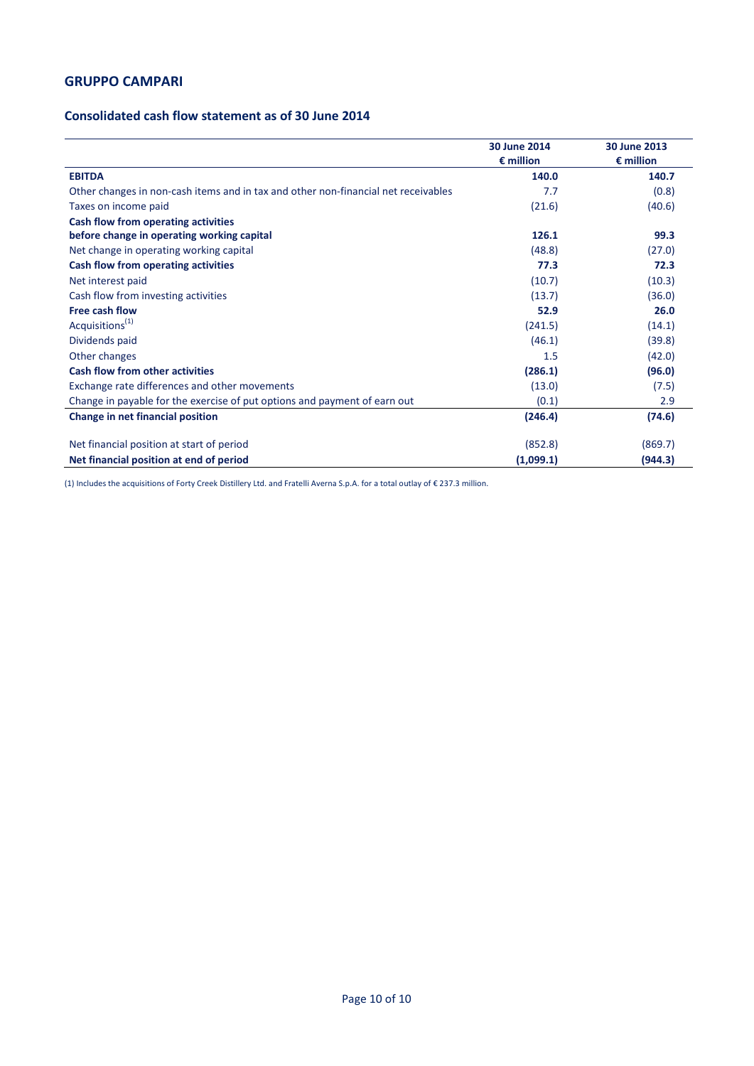## GRUPPO CAMPARI

### Consolidated cash flow statement as of 30 June 2014

| | 30 June 2014<br>€ million | 30 June 2013<br>€ million |
|---|---|---|
| **EBITDA** | **140.0** | **140.7** |
| Other changes in non-cash items and in tax and other non-financial net receivables | 7.7 | (0.8) |
| Taxes on income paid | (21.6) | (40.6) |
| **Cash flow from operating activities before change in operating working capital** | **126.1** | **99.3** |
| Net change in operating working capital | (48.8) | (27.0) |
| **Cash flow from operating activities** | **77.3** | **72.3** |
| Net interest paid | (10.7) | (10.3) |
| Cash flow from investing activities | (13.7) | (36.0) |
| **Free cash flow** | **52.9** | **26.0** |
| Acquisitions[(1)] | (241.5) | (14.1) |
| Dividends paid | (46.1) | (39.8) |
| Other changes | 1.5 | (42.0) |
| **Cash flow from other activities** | **(286.1)** | **(96.0)** |
| Exchange rate differences and other movements | (13.0) | (7.5) |
| Change in payable for the exercise of put options and payment of earn out | (0.1) | 2.9 |
| **Change in net financial position** | **(246.4)** | **(74.6)** |
| | | |
| Net financial position at start of period | (852.8) | (869.7) |
| **Net financial position at end of period** | **(1,099.1)** | **(944.3)** |

(1) Includes the acquisitions of Forty Creek Distillery Ltd. and Fratelli Averna S.p.A. for a total outlay of € 237.3 million.